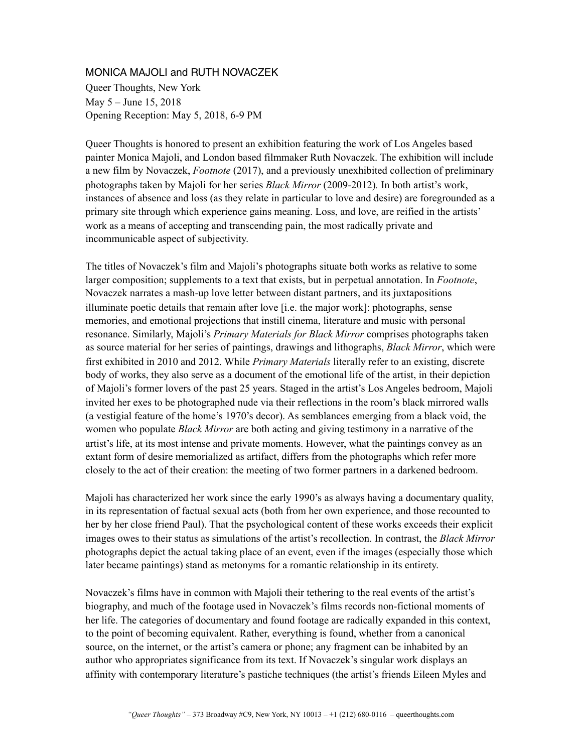MONICA MAJOLI and RUTH NOVACZEK

Queer Thoughts, New York
May 5 – June 15, 2018
Opening Reception: May 5, 2018, 6-9 PM

Queer Thoughts is honored to present an exhibition featuring the work of Los Angeles based painter Monica Majoli, and London based filmmaker Ruth Novaczek. The exhibition will include a new film by Novaczek, *Footnote* (2017), and a previously unexhibited collection of preliminary photographs taken by Majoli for her series *Black Mirror* (2009-2012)*.* In both artist's work, instances of absence and loss (as they relate in particular to love and desire) are foregrounded as a primary site through which experience gains meaning. Loss, and love, are reified in the artists' work as a means of accepting and transcending pain, the most radically private and incommunicable aspect of subjectivity.

The titles of Novaczek's film and Majoli's photographs situate both works as relative to some larger composition; supplements to a text that exists, but in perpetual annotation. In *Footnote*, Novaczek narrates a mash-up love letter between distant partners, and its juxtapositions illuminate poetic details that remain after love [i.e. the major work]: photographs, sense memories, and emotional projections that instill cinema, literature and music with personal resonance. Similarly, Majoli's *Primary Materials for Black Mirror* comprises photographs taken as source material for her series of paintings, drawings and lithographs, *Black Mirror*, which were first exhibited in 2010 and 2012. While *Primary Materials* literally refer to an existing, discrete body of works, they also serve as a document of the emotional life of the artist, in their depiction of Majoli's former lovers of the past 25 years. Staged in the artist's Los Angeles bedroom, Majoli invited her exes to be photographed nude via their reflections in the room's black mirrored walls (a vestigial feature of the home's 1970's decor). As semblances emerging from a black void, the women who populate *Black Mirror* are both acting and giving testimony in a narrative of the artist's life, at its most intense and private moments. However, what the paintings convey as an extant form of desire memorialized as artifact, differs from the photographs which refer more closely to the act of their creation: the meeting of two former partners in a darkened bedroom.

Majoli has characterized her work since the early 1990's as always having a documentary quality, in its representation of factual sexual acts (both from her own experience, and those recounted to her by her close friend Paul). That the psychological content of these works exceeds their explicit images owes to their status as simulations of the artist's recollection. In contrast, the *Black Mirror* photographs depict the actual taking place of an event, even if the images (especially those which later became paintings) stand as metonyms for a romantic relationship in its entirety.

Novaczek's films have in common with Majoli their tethering to the real events of the artist's biography, and much of the footage used in Novaczek's films records non-fictional moments of her life. The categories of documentary and found footage are radically expanded in this context, to the point of becoming equivalent. Rather, everything is found, whether from a canonical source, on the internet, or the artist's camera or phone; any fragment can be inhabited by an author who appropriates significance from its text. If Novaczek's singular work displays an affinity with contemporary literature's pastiche techniques (the artist's friends Eileen Myles and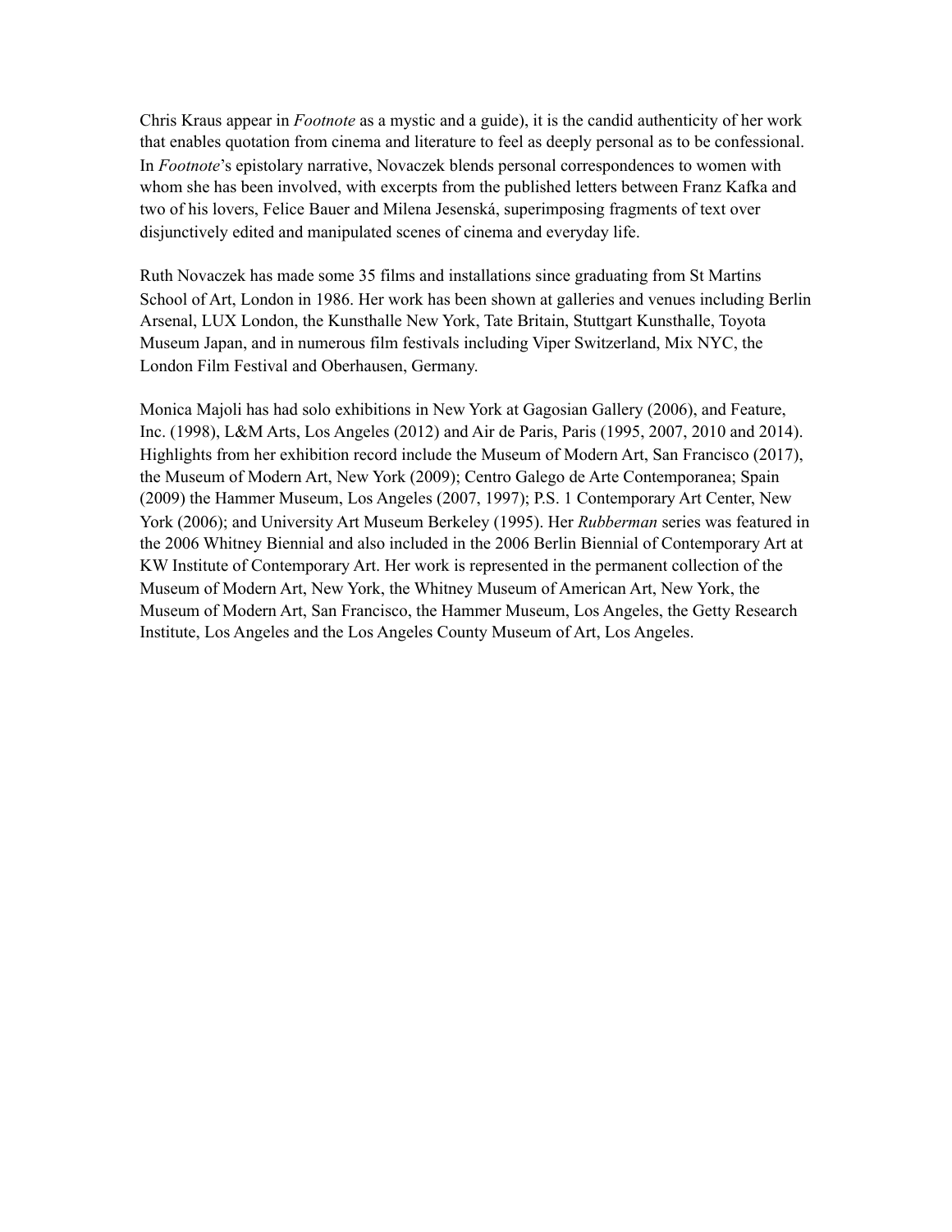Chris Kraus appear in *Footnote* as a mystic and a guide), it is the candid authenticity of her work that enables quotation from cinema and literature to feel as deeply personal as to be confessional. In *Footnote*'s epistolary narrative, Novaczek blends personal correspondences to women with whom she has been involved, with excerpts from the published letters between Franz Kafka and two of his lovers, Felice Bauer and Milena Jesenská, superimposing fragments of text over disjunctively edited and manipulated scenes of cinema and everyday life.

Ruth Novaczek has made some 35 films and installations since graduating from St Martins School of Art, London in 1986. Her work has been shown at galleries and venues including Berlin Arsenal, LUX London, the Kunsthalle New York, Tate Britain, Stuttgart Kunsthalle, Toyota Museum Japan, and in numerous film festivals including Viper Switzerland, Mix NYC, the London Film Festival and Oberhausen, Germany.

Monica Majoli has had solo exhibitions in New York at Gagosian Gallery (2006), and Feature, Inc. (1998), L&M Arts, Los Angeles (2012) and Air de Paris, Paris (1995, 2007, 2010 and 2014). Highlights from her exhibition record include the Museum of Modern Art, San Francisco (2017), the Museum of Modern Art, New York (2009); Centro Galego de Arte Contemporanea; Spain (2009) the Hammer Museum, Los Angeles (2007, 1997); P.S. 1 Contemporary Art Center, New York (2006); and University Art Museum Berkeley (1995). Her *Rubberman* series was featured in the 2006 Whitney Biennial and also included in the 2006 Berlin Biennial of Contemporary Art at KW Institute of Contemporary Art. Her work is represented in the permanent collection of the Museum of Modern Art, New York, the Whitney Museum of American Art, New York, the Museum of Modern Art, San Francisco, the Hammer Museum, Los Angeles, the Getty Research Institute, Los Angeles and the Los Angeles County Museum of Art, Los Angeles.